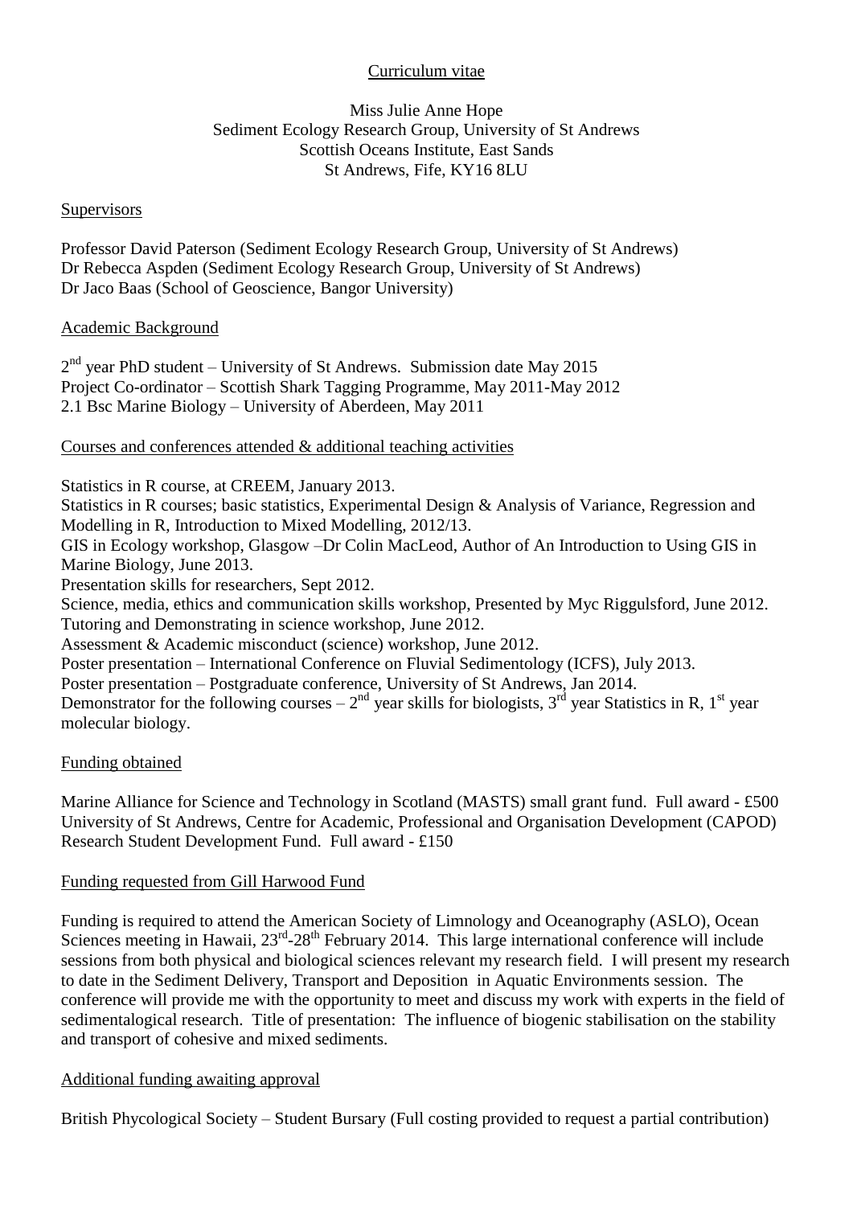# Curriculum vitae

Miss Julie Anne Hope
Sediment Ecology Research Group, University of St Andrews
Scottish Oceans Institute, East Sands
St Andrews, Fife, KY16 8LU

## Supervisors

Professor David Paterson (Sediment Ecology Research Group, University of St Andrews)
Dr Rebecca Aspden (Sediment Ecology Research Group, University of St Andrews)
Dr Jaco Baas (School of Geoscience, Bangor University)

## Academic Background

2nd year PhD student – University of St Andrews. Submission date May 2015
Project Co-ordinator – Scottish Shark Tagging Programme, May 2011-May 2012
2.1 Bsc Marine Biology – University of Aberdeen, May 2011

## Courses and conferences attended & additional teaching activities

Statistics in R course, at CREEM, January 2013.
Statistics in R courses; basic statistics, Experimental Design & Analysis of Variance, Regression and Modelling in R, Introduction to Mixed Modelling, 2012/13.
GIS in Ecology workshop, Glasgow –Dr Colin MacLeod, Author of An Introduction to Using GIS in Marine Biology, June 2013.
Presentation skills for researchers, Sept 2012.
Science, media, ethics and communication skills workshop, Presented by Myc Riggulsford, June 2012.
Tutoring and Demonstrating in science workshop, June 2012.
Assessment & Academic misconduct (science) workshop, June 2012.
Poster presentation – International Conference on Fluvial Sedimentology (ICFS), July 2013.
Poster presentation – Postgraduate conference, University of St Andrews, Jan 2014.
Demonstrator for the following courses – 2nd year skills for biologists, 3rd year Statistics in R, 1st year molecular biology.

## Funding obtained

Marine Alliance for Science and Technology in Scotland (MASTS) small grant fund. Full award - £500
University of St Andrews, Centre for Academic, Professional and Organisation Development (CAPOD) Research Student Development Fund. Full award - £150

## Funding requested from Gill Harwood Fund

Funding is required to attend the American Society of Limnology and Oceanography (ASLO), Ocean Sciences meeting in Hawaii, 23rd-28th February 2014. This large international conference will include sessions from both physical and biological sciences relevant my research field. I will present my research to date in the Sediment Delivery, Transport and Deposition in Aquatic Environments session. The conference will provide me with the opportunity to meet and discuss my work with experts in the field of sedimentalogical research. Title of presentation: The influence of biogenic stabilisation on the stability and transport of cohesive and mixed sediments.

## Additional funding awaiting approval

British Phycological Society – Student Bursary (Full costing provided to request a partial contribution)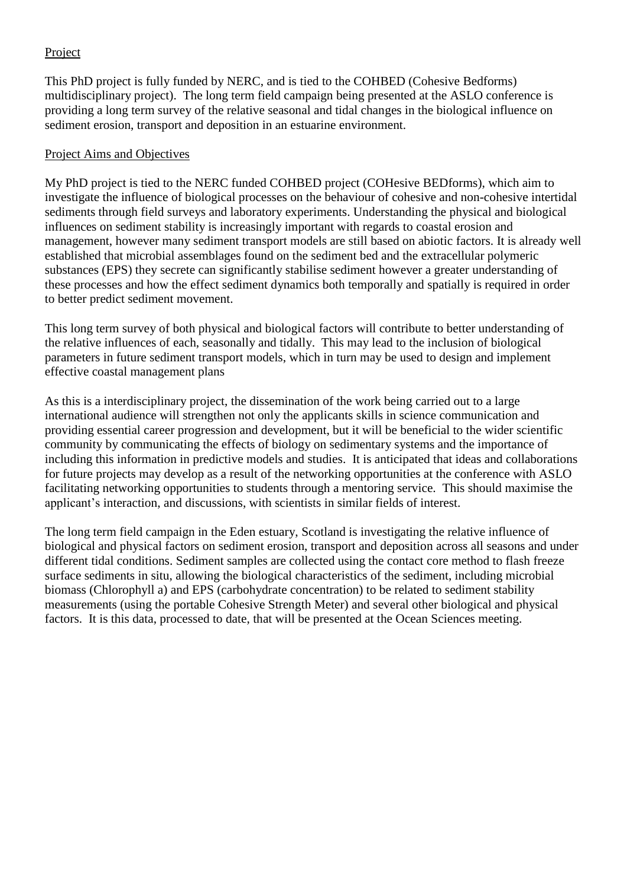Project

This PhD project is fully funded by NERC, and is tied to the COHBED (Cohesive Bedforms) multidisciplinary project). The long term field campaign being presented at the ASLO conference is providing a long term survey of the relative seasonal and tidal changes in the biological influence on sediment erosion, transport and deposition in an estuarine environment.

Project Aims and Objectives

My PhD project is tied to the NERC funded COHBED project (COHesive BEDforms), which aim to investigate the influence of biological processes on the behaviour of cohesive and non-cohesive intertidal sediments through field surveys and laboratory experiments. Understanding the physical and biological influences on sediment stability is increasingly important with regards to coastal erosion and management, however many sediment transport models are still based on abiotic factors. It is already well established that microbial assemblages found on the sediment bed and the extracellular polymeric substances (EPS) they secrete can significantly stabilise sediment however a greater understanding of these processes and how the effect sediment dynamics both temporally and spatially is required in order to better predict sediment movement.

This long term survey of both physical and biological factors will contribute to better understanding of the relative influences of each, seasonally and tidally. This may lead to the inclusion of biological parameters in future sediment transport models, which in turn may be used to design and implement effective coastal management plans

As this is a interdisciplinary project, the dissemination of the work being carried out to a large international audience will strengthen not only the applicants skills in science communication and providing essential career progression and development, but it will be beneficial to the wider scientific community by communicating the effects of biology on sedimentary systems and the importance of including this information in predictive models and studies. It is anticipated that ideas and collaborations for future projects may develop as a result of the networking opportunities at the conference with ASLO facilitating networking opportunities to students through a mentoring service. This should maximise the applicant's interaction, and discussions, with scientists in similar fields of interest.

The long term field campaign in the Eden estuary, Scotland is investigating the relative influence of biological and physical factors on sediment erosion, transport and deposition across all seasons and under different tidal conditions. Sediment samples are collected using the contact core method to flash freeze surface sediments in situ, allowing the biological characteristics of the sediment, including microbial biomass (Chlorophyll a) and EPS (carbohydrate concentration) to be related to sediment stability measurements (using the portable Cohesive Strength Meter) and several other biological and physical factors. It is this data, processed to date, that will be presented at the Ocean Sciences meeting.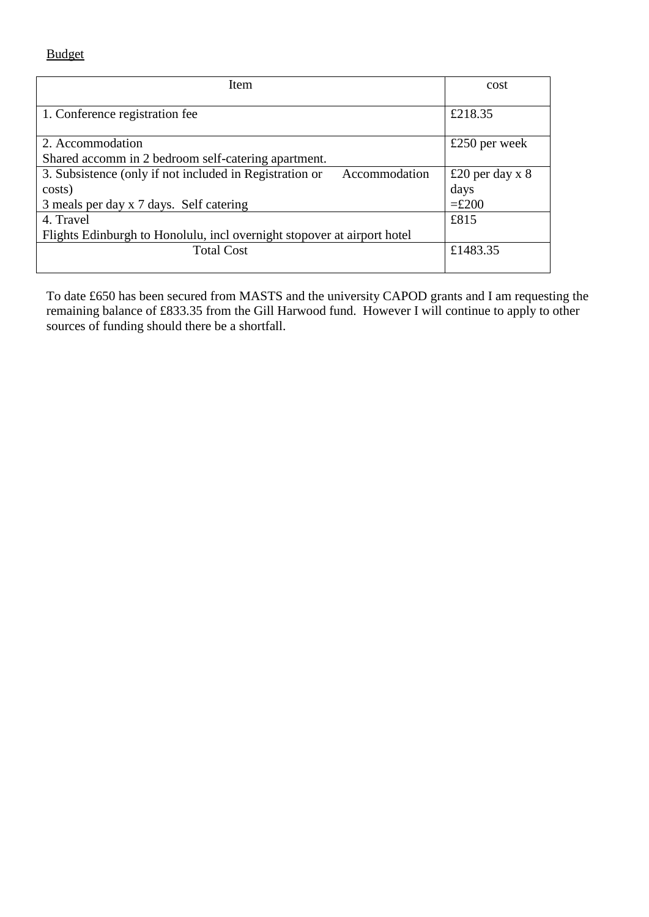<u>Budget</u>

| Item | cost |
| --- | --- |
| 1. Conference registration fee | £218.35 |
| 2. Accommodation<br>Shared accomm in 2 bedroom self-catering apartment. | £250 per week |
| 3. Subsistence (only if not included in Registration or Accommodation costs)<br>3 meals per day x 7 days. Self catering | £20 per day x 8 days =£200 |
| 4. Travel<br>Flights Edinburgh to Honolulu, incl overnight stopover at airport hotel | £815 |
| Total Cost | £1483.35 |

To date £650 has been secured from MASTS and the university CAPOD grants and I am requesting the remaining balance of £833.35 from the Gill Harwood fund. However I will continue to apply to other sources of funding should there be a shortfall.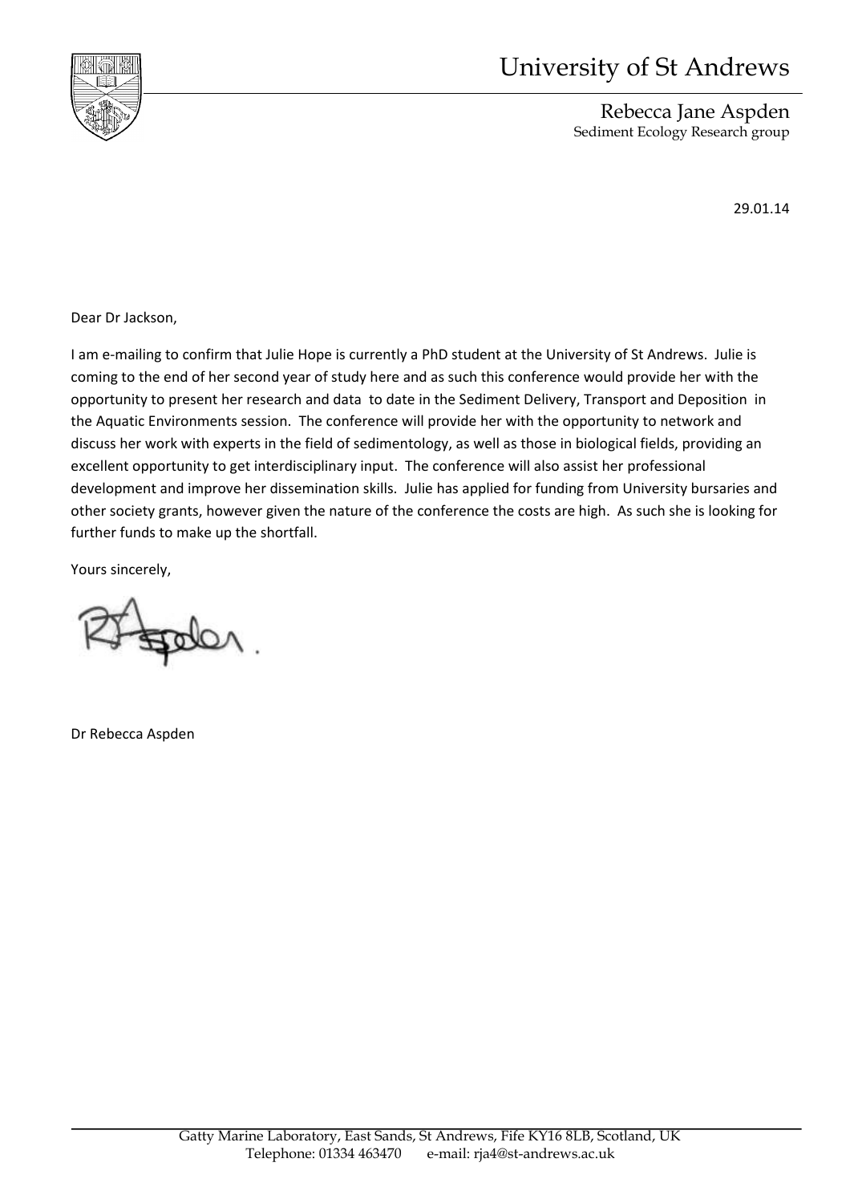# University of St Andrews

Rebecca Jane Aspden
Sediment Ecology Research group

29.01.14

Dear Dr Jackson,

I am e-mailing to confirm that Julie Hope is currently a PhD student at the University of St Andrews. Julie is coming to the end of her second year of study here and as such this conference would provide her with the opportunity to present her research and data to date in the Sediment Delivery, Transport and Deposition in the Aquatic Environments session. The conference will provide her with the opportunity to network and discuss her work with experts in the field of sedimentology, as well as those in biological fields, providing an excellent opportunity to get interdisciplinary input. The conference will also assist her professional development and improve her dissemination skills. Julie has applied for funding from University bursaries and other society grants, however given the nature of the conference the costs are high. As such she is looking for further funds to make up the shortfall.

Yours sincerely,

Dr Rebecca Aspden

Gatty Marine Laboratory, East Sands, St Andrews, Fife KY16 8LB, Scotland, UK
Telephone: 01334 463470 e-mail: rja4@st-andrews.ac.uk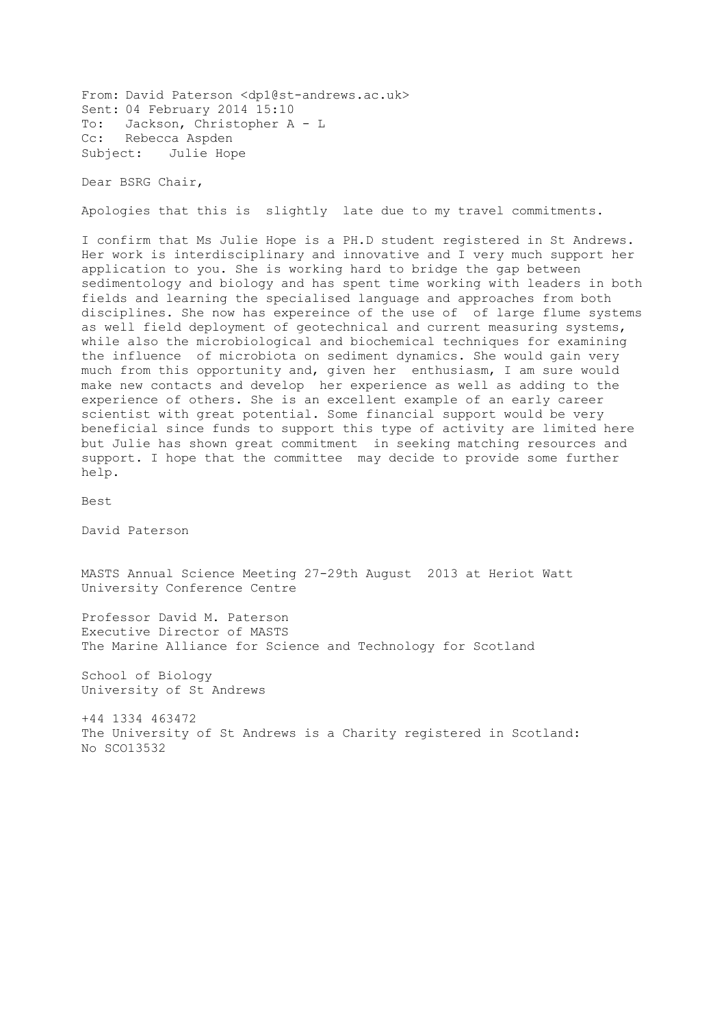From: David Paterson <dp1@st-andrews.ac.uk>
Sent: 04 February 2014 15:10
To: Jackson, Christopher A - L
Cc: Rebecca Aspden
Subject: Julie Hope

Dear BSRG Chair,

Apologies that this is slightly late due to my travel commitments.

I confirm that Ms Julie Hope is a PH.D student registered in St Andrews. Her work is interdisciplinary and innovative and I very much support her application to you. She is working hard to bridge the gap between sedimentology and biology and has spent time working with leaders in both fields and learning the specialised language and approaches from both disciplines. She now has expereince of the use of of large flume systems as well field deployment of geotechnical and current measuring systems, while also the microbiological and biochemical techniques for examining the influence of microbiota on sediment dynamics. She would gain very much from this opportunity and, given her enthusiasm, I am sure would make new contacts and develop her experience as well as adding to the experience of others. She is an excellent example of an early career scientist with great potential. Some financial support would be very beneficial since funds to support this type of activity are limited here but Julie has shown great commitment in seeking matching resources and support. I hope that the committee may decide to provide some further help.

Best

David Paterson

MASTS Annual Science Meeting 27-29th August 2013 at Heriot Watt University Conference Centre

Professor David M. Paterson
Executive Director of MASTS
The Marine Alliance for Science and Technology for Scotland

School of Biology
University of St Andrews

+44 1334 463472
The University of St Andrews is a Charity registered in Scotland: No SCO13532